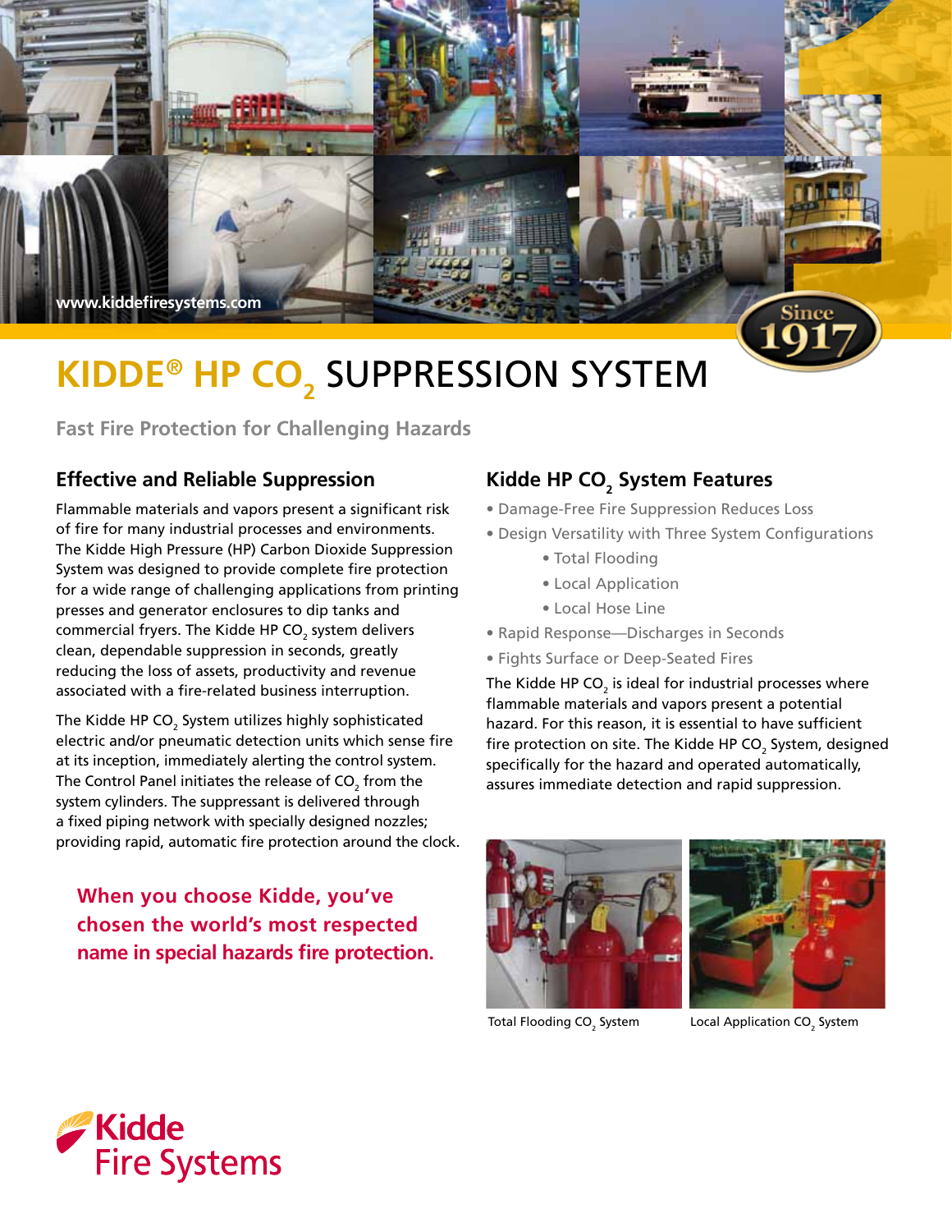www.kiddefiresystems.com

Since 1917

# KIDDE® HP $CO_2$ SUPPRESSION SYSTEM

**Fast Fire Protection for Challenging Hazards**

## Effective and Reliable Suppression

Flammable materials and vapors present a significant risk of fire for many industrial processes and environments. The Kidde High Pressure (HP) Carbon Dioxide Suppression System was designed to provide complete fire protection for a wide range of challenging applications from printing presses and generator enclosures to dip tanks and commercial fryers. The Kidde HP $CO_2$ system delivers clean, dependable suppression in seconds, greatly reducing the loss of assets, productivity and revenue associated with a fire-related business interruption.

The Kidde HP $CO_2$ System utilizes highly sophisticated electric and/or pneumatic detection units which sense fire at its inception, immediately alerting the control system. The Control Panel initiates the release of $CO_2$ from the system cylinders. The suppressant is delivered through a fixed piping network with specially designed nozzles; providing rapid, automatic fire protection around the clock.

**When you choose Kidde, you've chosen the world's most respected name in special hazards fire protection.**

## Kidde HP $CO_2$ System Features

- Damage-Free Fire Suppression Reduces Loss
- Design Versatility with Three System Configurations
    - Total Flooding
    - Local Application
    - Local Hose Line
- Rapid Response—Discharges in Seconds
- Fights Surface or Deep-Seated Fires

The Kidde HP $CO_2$ is ideal for industrial processes where flammable materials and vapors present a potential hazard. For this reason, it is essential to have sufficient fire protection on site. The Kidde HP $CO_2$ System, designed specifically for the hazard and operated automatically, assures immediate detection and rapid suppression.

Total Flooding $CO_2$ System

Local Application $CO_2$ System

Kidde Fire Systems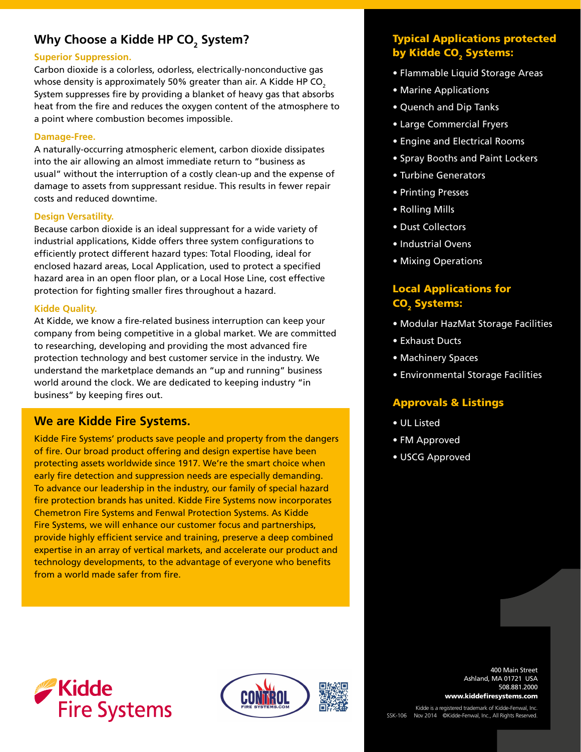## Why Choose a Kidde HP $CO_2$ System?

**Superior Suppression.**

Carbon dioxide is a colorless, odorless, electrically-nonconductive gas whose density is approximately 50% greater than air. A Kidde HP $CO_2$ System suppresses fire by providing a blanket of heavy gas that absorbs heat from the fire and reduces the oxygen content of the atmosphere to a point where combustion becomes impossible.

**Damage-Free.**

A naturally-occurring atmospheric element, carbon dioxide dissipates into the air allowing an almost immediate return to "business as usual" without the interruption of a costly clean-up and the expense of damage to assets from suppressant residue. This results in fewer repair costs and reduced downtime.

**Design Versatility.**

Because carbon dioxide is an ideal suppressant for a wide variety of industrial applications, Kidde offers three system configurations to efficiently protect different hazard types: Total Flooding, ideal for enclosed hazard areas, Local Application, used to protect a specified hazard area in an open floor plan, or a Local Hose Line, cost effective protection for fighting smaller fires throughout a hazard.

**Kidde Quality.**

At Kidde, we know a fire-related business interruption can keep your company from being competitive in a global market. We are committed to researching, developing and providing the most advanced fire protection technology and best customer service in the industry. We understand the marketplace demands an "up and running" business world around the clock. We are dedicated to keeping industry "in business" by keeping fires out.

## We are Kidde Fire Systems.

Kidde Fire Systems' products save people and property from the dangers of fire. Our broad product offering and design expertise have been protecting assets worldwide since 1917. We're the smart choice when early fire detection and suppression needs are especially demanding. To advance our leadership in the industry, our family of special hazard fire protection brands has united. Kidde Fire Systems now incorporates Chemetron Fire Systems and Fenwal Protection Systems. As Kidde Fire Systems, we will enhance our customer focus and partnerships, provide highly efficient service and training, preserve a deep combined expertise in an array of vertical markets, and accelerate our product and technology developments, to the advantage of everyone who benefits from a world made safer from fire.

## Typical Applications protected by Kidde $CO_2$ Systems:

- Flammable Liquid Storage Areas
- Marine Applications
- Quench and Dip Tanks
- Large Commercial Fryers
- Engine and Electrical Rooms
- Spray Booths and Paint Lockers
- Turbine Generators
- Printing Presses
- Rolling Mills
- Dust Collectors
- Industrial Ovens
- Mixing Operations

## Local Applications for $CO_2$ Systems:

- Modular HazMat Storage Facilities
- Exhaust Ducts
- Machinery Spaces
- Environmental Storage Facilities

## Approvals & Listings

- UL Listed
- FM Approved
- USCG Approved

Kidde Fire Systems

CONTROL FIRE SYSTEMS.COM

400 Main Street
Ashland, MA 01721 USA
508.881.2000
**www.kiddefiresystems.com**

Kidde is a registered trademark of Kidde-Fenwal, Inc.
SSK-106 Nov 2014 ©Kidde-Fenwal, Inc., All Rights Reserved.